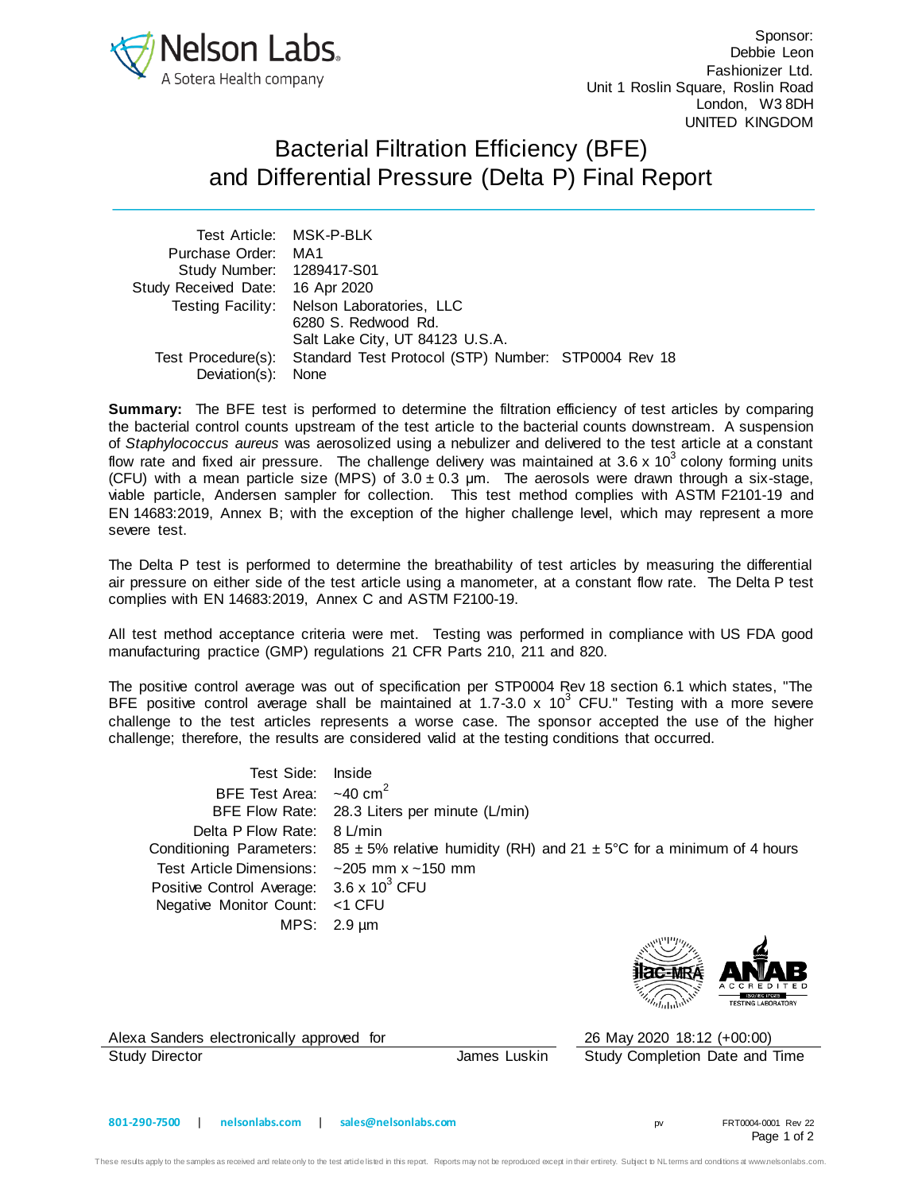Sponsor:
Debbie Leon
Fashionizer Ltd.
Unit 1 Roslin Square, Roslin Road
London, W3 8DH
UNITED KINGDOM

# Bacterial Filtration Efficiency (BFE) and Differential Pressure (Delta P) Final Report

| | |
|---|---|
| Test Article: | MSK-P-BLK |
| Purchase Order: | MA1 |
| Study Number: | 1289417-S01 |
| Study Received Date: | 16 Apr 2020 |
| Testing Facility: | Nelson Laboratories, LLC<br>6280 S. Redwood Rd.<br>Salt Lake City, UT 84123 U.S.A. |
| Test Procedure(s): | Standard Test Protocol (STP) Number: STP0004 Rev 18 |
| Deviation(s): | None |

**Summary:** The BFE test is performed to determine the filtration efficiency of test articles by comparing the bacterial control counts upstream of the test article to the bacterial counts downstream. A suspension of *Staphylococcus aureus* was aerosolized using a nebulizer and delivered to the test article at a constant flow rate and fixed air pressure. The challenge delivery was maintained at $3.6 \times 10^3$ colony forming units (CFU) with a mean particle size (MPS) of $3.0 \pm 0.3$ µm. The aerosols were drawn through a six-stage, viable particle, Andersen sampler for collection. This test method complies with ASTM F2101-19 and EN 14683:2019, Annex B; with the exception of the higher challenge level, which may represent a more severe test.

The Delta P test is performed to determine the breathability of test articles by measuring the differential air pressure on either side of the test article using a manometer, at a constant flow rate. The Delta P test complies with EN 14683:2019, Annex C and ASTM F2100-19.

All test method acceptance criteria were met. Testing was performed in compliance with US FDA good manufacturing practice (GMP) regulations 21 CFR Parts 210, 211 and 820.

The positive control average was out of specification per STP0004 Rev 18 section 6.1 which states, "The BFE positive control average shall be maintained at 1.7-3.0 x $10^3$ CFU." Testing with a more severe challenge to the test articles represents a worse case. The sponsor accepted the use of the higher challenge; therefore, the results are considered valid at the testing conditions that occurred.

| | |
|---|---|
| Test Side: | Inside |
| BFE Test Area: | ~40 $cm^2$ |
| BFE Flow Rate: | 28.3 Liters per minute (L/min) |
| Delta P Flow Rate: | 8 L/min |
| Conditioning Parameters: | 85 ± 5% relative humidity (RH) and 21 ± 5°C for a minimum of 4 hours |
| Test Article Dimensions: | ~205 mm x ~150 mm |
| Positive Control Average: | $3.6 \times 10^3$ CFU |
| Negative Monitor Count: | <1 CFU |
| MPS: | 2.9 µm |

Alexa Sanders electronically approved for
Study Director James Luskin

26 May 2020 18:12 (+00:00)
Study Completion Date and Time

801-290-7500 | nelsonlabs.com | sales@nelsonlabs.com

pv FRT0004-0001 Rev 22

These results apply to the samples as received and relate only to the test article listed in this report. Reports may not be reproduced except in their entirety. Subject to NL terms and conditions at www.nelsonlabs.com.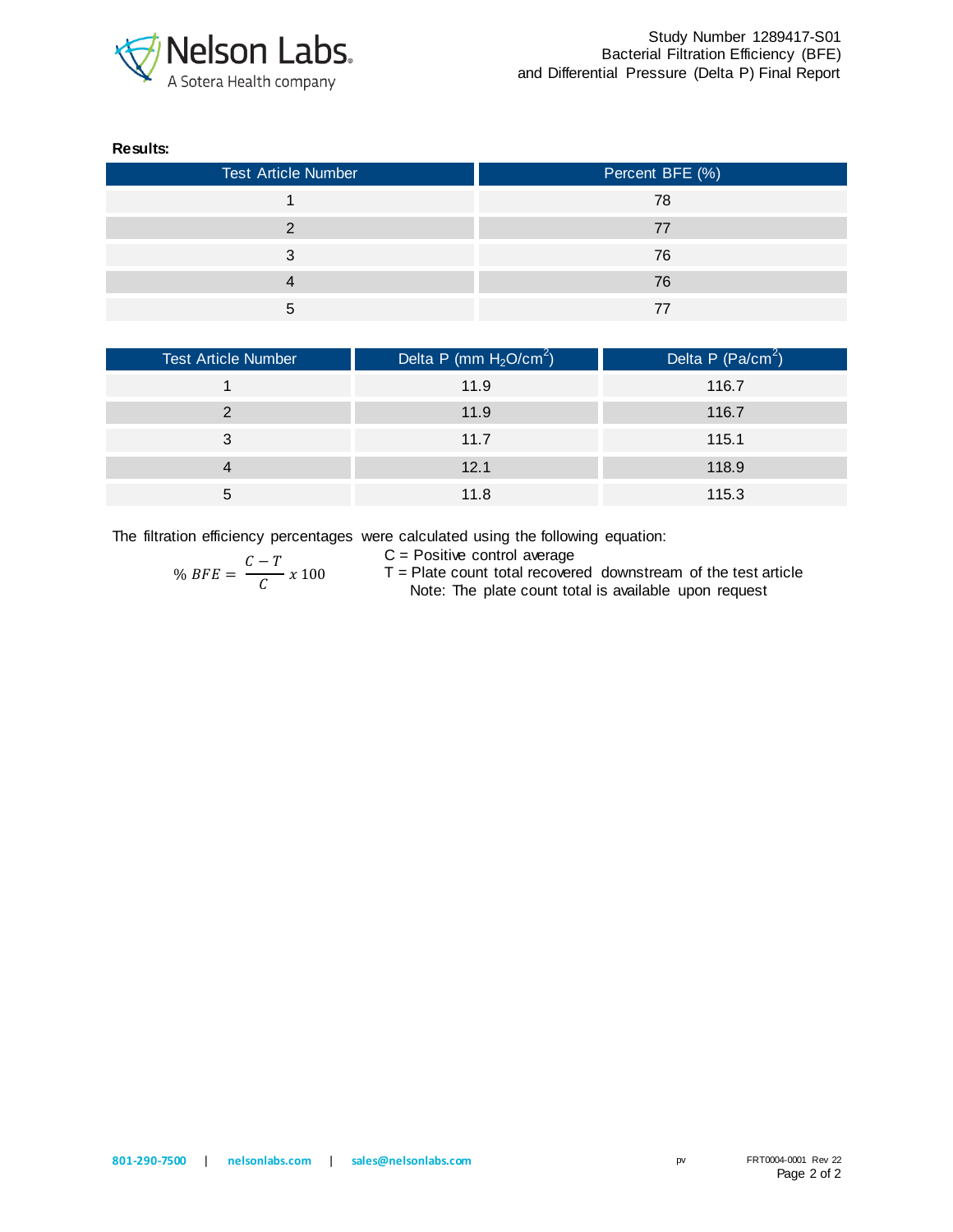**Results:**

| Test Article Number | Percent BFE (%) |
|---|---|
| 1 | 78 |
| 2 | 77 |
| 3 | 76 |
| 4 | 76 |
| 5 | 77 |

| Test Article Number | Delta P (mm $H_2O/cm^2$) | Delta P ($Pa/cm^2$) |
|---|---|---|
| 1 | 11.9 | 116.7 |
| 2 | 11.9 | 116.7 |
| 3 | 11.7 | 115.1 |
| 4 | 12.1 | 118.9 |
| 5 | 11.8 | 115.3 |

The filtration efficiency percentages were calculated using the following equation:

$$\% \, BFE = \frac{C - T}{C} \, x \, 100$$

C = Positive control average

T = Plate count total recovered downstream of the test article

Note: The plate count total is available upon request